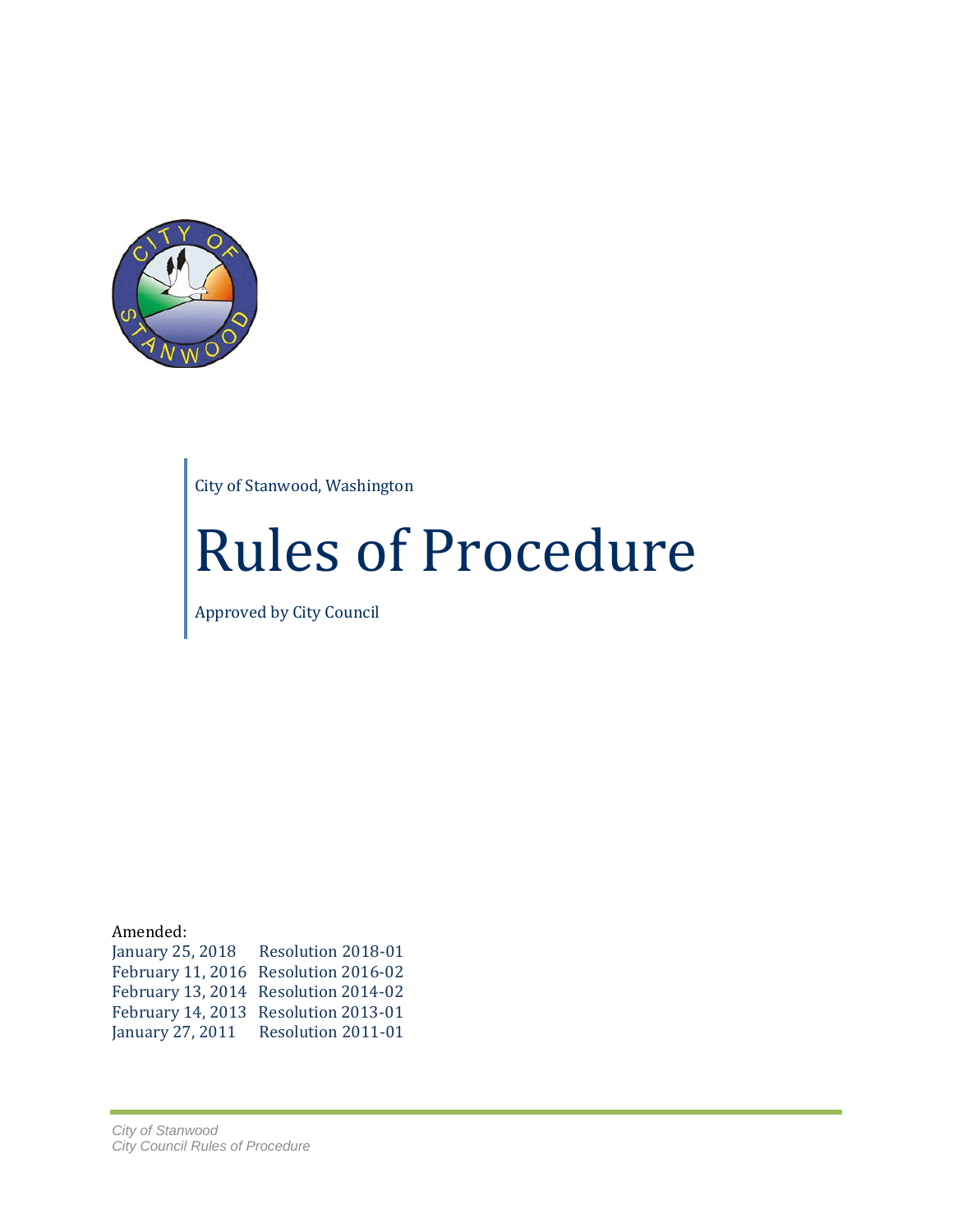City of Stanwood, Washington

# Rules of Procedure

Approved by City Council

Amended:

| | |
|---|---|
| January 25, 2018 | Resolution 2018-01 |
| February 11, 2016 | Resolution 2016-02 |
| February 13, 2014 | Resolution 2014-02 |
| February 14, 2013 | Resolution 2013-01 |
| January 27, 2011 | Resolution 2011-01 |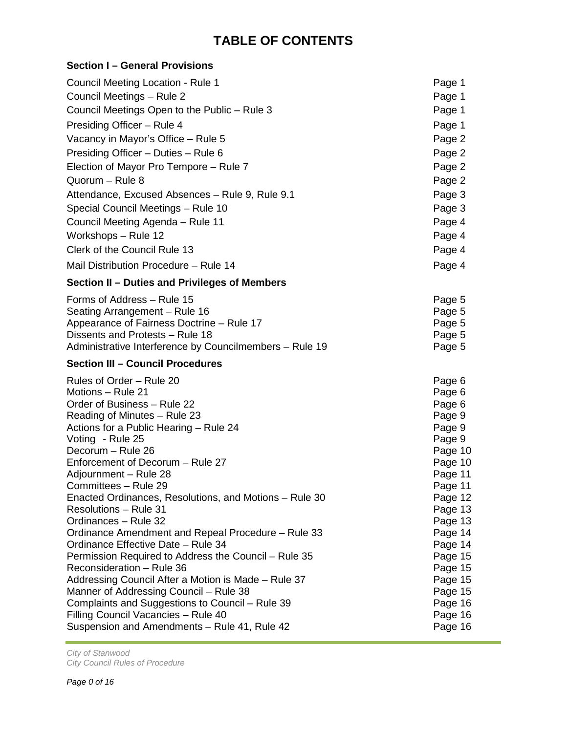# TABLE OF CONTENTS

### Section I – General Provisions

| | |
|---|---|
| Council Meeting Location - Rule 1 | Page 1 |
| Council Meetings – Rule 2 | Page 1 |
| Council Meetings Open to the Public – Rule 3 | Page 1 |
| Presiding Officer – Rule 4 | Page 1 |
| Vacancy in Mayor's Office – Rule 5 | Page 2 |
| Presiding Officer – Duties – Rule 6 | Page 2 |
| Election of Mayor Pro Tempore – Rule 7 | Page 2 |
| Quorum – Rule 8 | Page 2 |
| Attendance, Excused Absences – Rule 9, Rule 9.1 | Page 3 |
| Special Council Meetings – Rule 10 | Page 3 |
| Council Meeting Agenda – Rule 11 | Page 4 |
| Workshops – Rule 12 | Page 4 |
| Clerk of the Council Rule 13 | Page 4 |
| Mail Distribution Procedure – Rule 14 | Page 4 |

### Section II – Duties and Privileges of Members

| | |
|---|---|
| Forms of Address – Rule 15 | Page 5 |
| Seating Arrangement – Rule 16 | Page 5 |
| Appearance of Fairness Doctrine – Rule 17 | Page 5 |
| Dissents and Protests – Rule 18 | Page 5 |
| Administrative Interference by Councilmembers – Rule 19 | Page 5 |

### Section III – Council Procedures

| | |
|---|---|
| Rules of Order – Rule 20 | Page 6 |
| Motions – Rule 21 | Page 6 |
| Order of Business – Rule 22 | Page 6 |
| Reading of Minutes – Rule 23 | Page 9 |
| Actions for a Public Hearing – Rule 24 | Page 9 |
| Voting - Rule 25 | Page 9 |
| Decorum – Rule 26 | Page 10 |
| Enforcement of Decorum – Rule 27 | Page 10 |
| Adjournment – Rule 28 | Page 11 |
| Committees – Rule 29 | Page 11 |
| Enacted Ordinances, Resolutions, and Motions – Rule 30 | Page 12 |
| Resolutions – Rule 31 | Page 13 |
| Ordinances – Rule 32 | Page 13 |
| Ordinance Amendment and Repeal Procedure – Rule 33 | Page 14 |
| Ordinance Effective Date – Rule 34 | Page 14 |
| Permission Required to Address the Council – Rule 35 | Page 15 |
| Reconsideration – Rule 36 | Page 15 |
| Addressing Council After a Motion is Made – Rule 37 | Page 15 |
| Manner of Addressing Council – Rule 38 | Page 15 |
| Complaints and Suggestions to Council – Rule 39 | Page 16 |
| Filling Council Vacancies – Rule 40 | Page 16 |
| Suspension and Amendments – Rule 41, Rule 42 | Page 16 |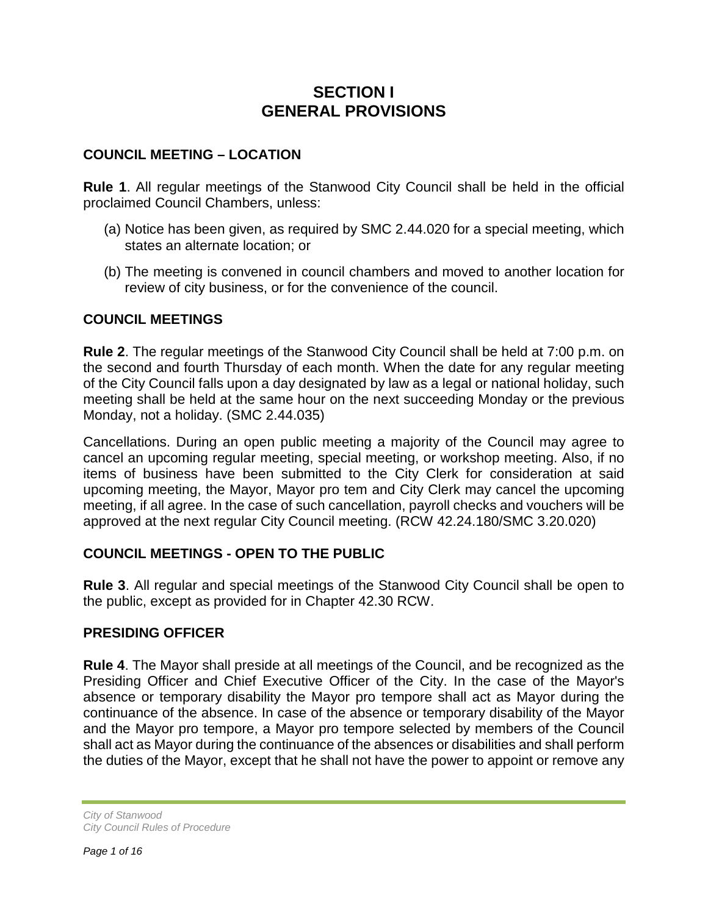# SECTION I
# GENERAL PROVISIONS

### COUNCIL MEETING – LOCATION

**Rule 1**. All regular meetings of the Stanwood City Council shall be held in the official proclaimed Council Chambers, unless:

(a) Notice has been given, as required by SMC 2.44.020 for a special meeting, which states an alternate location; or

(b) The meeting is convened in council chambers and moved to another location for review of city business, or for the convenience of the council.

### COUNCIL MEETINGS

**Rule 2**. The regular meetings of the Stanwood City Council shall be held at 7:00 p.m. on the second and fourth Thursday of each month. When the date for any regular meeting of the City Council falls upon a day designated by law as a legal or national holiday, such meeting shall be held at the same hour on the next succeeding Monday or the previous Monday, not a holiday. (SMC 2.44.035)

Cancellations. During an open public meeting a majority of the Council may agree to cancel an upcoming regular meeting, special meeting, or workshop meeting. Also, if no items of business have been submitted to the City Clerk for consideration at said upcoming meeting, the Mayor, Mayor pro tem and City Clerk may cancel the upcoming meeting, if all agree. In the case of such cancellation, payroll checks and vouchers will be approved at the next regular City Council meeting. (RCW 42.24.180/SMC 3.20.020)

### COUNCIL MEETINGS - OPEN TO THE PUBLIC

**Rule 3**. All regular and special meetings of the Stanwood City Council shall be open to the public, except as provided for in Chapter 42.30 RCW.

### PRESIDING OFFICER

**Rule 4**. The Mayor shall preside at all meetings of the Council, and be recognized as the Presiding Officer and Chief Executive Officer of the City. In the case of the Mayor's absence or temporary disability the Mayor pro tempore shall act as Mayor during the continuance of the absence. In case of the absence or temporary disability of the Mayor and the Mayor pro tempore, a Mayor pro tempore selected by members of the Council shall act as Mayor during the continuance of the absences or disabilities and shall perform the duties of the Mayor, except that he shall not have the power to appoint or remove any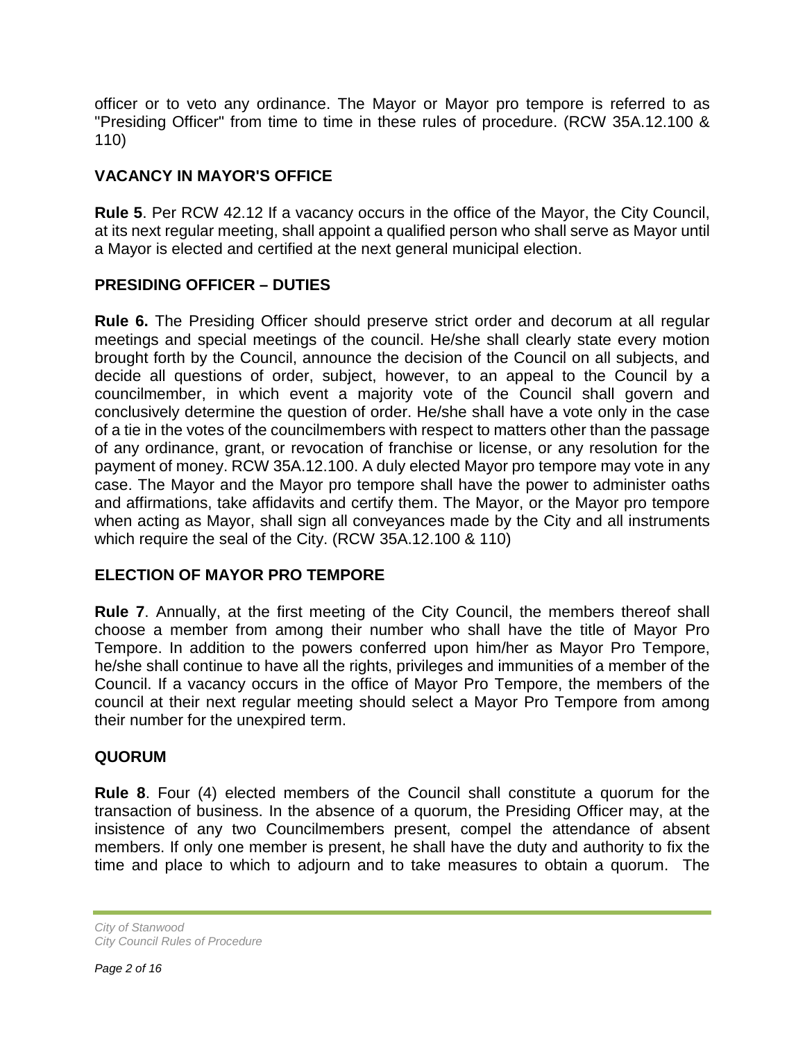officer or to veto any ordinance. The Mayor or Mayor pro tempore is referred to as "Presiding Officer" from time to time in these rules of procedure. (RCW 35A.12.100 & 110)

## VACANCY IN MAYOR'S OFFICE

**Rule 5**. Per RCW 42.12 If a vacancy occurs in the office of the Mayor, the City Council, at its next regular meeting, shall appoint a qualified person who shall serve as Mayor until a Mayor is elected and certified at the next general municipal election.

## PRESIDING OFFICER – DUTIES

**Rule 6.** The Presiding Officer should preserve strict order and decorum at all regular meetings and special meetings of the council. He/she shall clearly state every motion brought forth by the Council, announce the decision of the Council on all subjects, and decide all questions of order, subject, however, to an appeal to the Council by a councilmember, in which event a majority vote of the Council shall govern and conclusively determine the question of order. He/she shall have a vote only in the case of a tie in the votes of the councilmembers with respect to matters other than the passage of any ordinance, grant, or revocation of franchise or license, or any resolution for the payment of money. RCW 35A.12.100. A duly elected Mayor pro tempore may vote in any case. The Mayor and the Mayor pro tempore shall have the power to administer oaths and affirmations, take affidavits and certify them. The Mayor, or the Mayor pro tempore when acting as Mayor, shall sign all conveyances made by the City and all instruments which require the seal of the City. (RCW 35A.12.100 & 110)

## ELECTION OF MAYOR PRO TEMPORE

**Rule 7**. Annually, at the first meeting of the City Council, the members thereof shall choose a member from among their number who shall have the title of Mayor Pro Tempore. In addition to the powers conferred upon him/her as Mayor Pro Tempore, he/she shall continue to have all the rights, privileges and immunities of a member of the Council. If a vacancy occurs in the office of Mayor Pro Tempore, the members of the council at their next regular meeting should select a Mayor Pro Tempore from among their number for the unexpired term.

## QUORUM

**Rule 8**. Four (4) elected members of the Council shall constitute a quorum for the transaction of business. In the absence of a quorum, the Presiding Officer may, at the insistence of any two Councilmembers present, compel the attendance of absent members. If only one member is present, he shall have the duty and authority to fix the time and place to which to adjourn and to take measures to obtain a quorum. The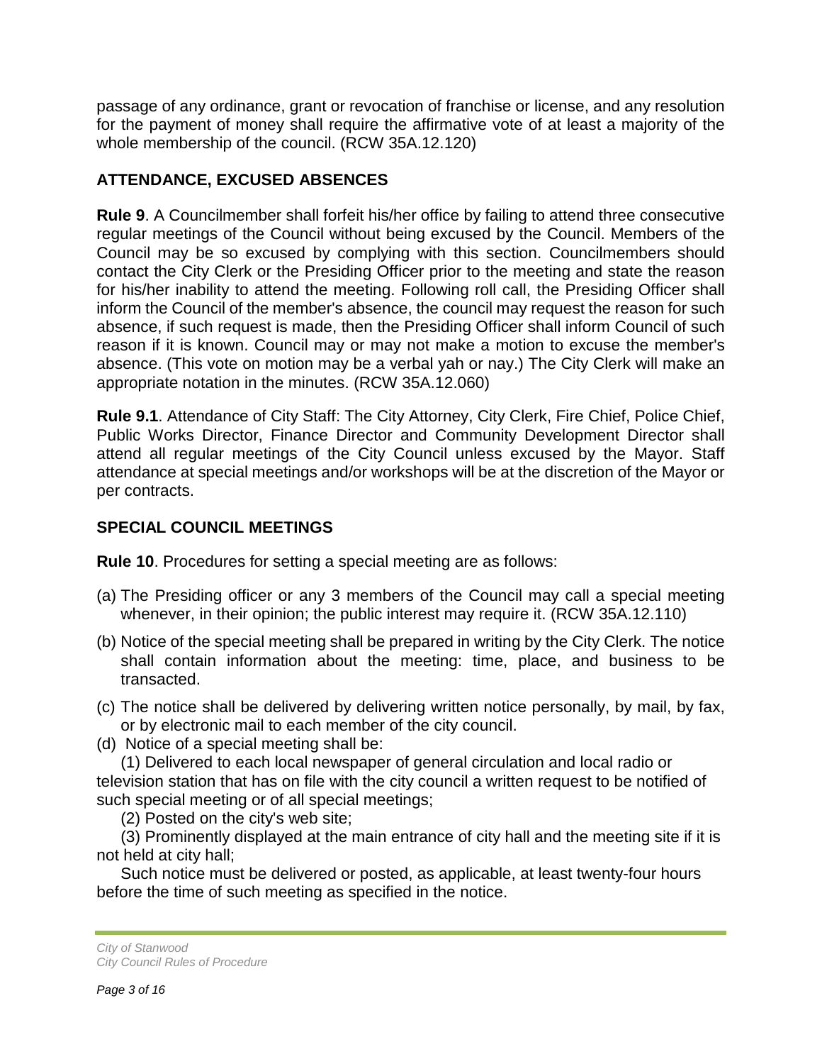passage of any ordinance, grant or revocation of franchise or license, and any resolution for the payment of money shall require the affirmative vote of at least a majority of the whole membership of the council. (RCW 35A.12.120)

## ATTENDANCE, EXCUSED ABSENCES

**Rule 9**. A Councilmember shall forfeit his/her office by failing to attend three consecutive regular meetings of the Council without being excused by the Council. Members of the Council may be so excused by complying with this section. Councilmembers should contact the City Clerk or the Presiding Officer prior to the meeting and state the reason for his/her inability to attend the meeting. Following roll call, the Presiding Officer shall inform the Council of the member's absence, the council may request the reason for such absence, if such request is made, then the Presiding Officer shall inform Council of such reason if it is known. Council may or may not make a motion to excuse the member's absence. (This vote on motion may be a verbal yah or nay.) The City Clerk will make an appropriate notation in the minutes. (RCW 35A.12.060)

**Rule 9.1**. Attendance of City Staff: The City Attorney, City Clerk, Fire Chief, Police Chief, Public Works Director, Finance Director and Community Development Director shall attend all regular meetings of the City Council unless excused by the Mayor. Staff attendance at special meetings and/or workshops will be at the discretion of the Mayor or per contracts.

## SPECIAL COUNCIL MEETINGS

**Rule 10**. Procedures for setting a special meeting are as follows:

(a) The Presiding officer or any 3 members of the Council may call a special meeting whenever, in their opinion; the public interest may require it. (RCW 35A.12.110)

(b) Notice of the special meeting shall be prepared in writing by the City Clerk. The notice shall contain information about the meeting: time, place, and business to be transacted.

(c) The notice shall be delivered by delivering written notice personally, by mail, by fax, or by electronic mail to each member of the city council.

(d) Notice of a special meeting shall be:

(1) Delivered to each local newspaper of general circulation and local radio or television station that has on file with the city council a written request to be notified of such special meeting or of all special meetings;

(2) Posted on the city's web site;

(3) Prominently displayed at the main entrance of city hall and the meeting site if it is not held at city hall;

Such notice must be delivered or posted, as applicable, at least twenty-four hours before the time of such meeting as specified in the notice.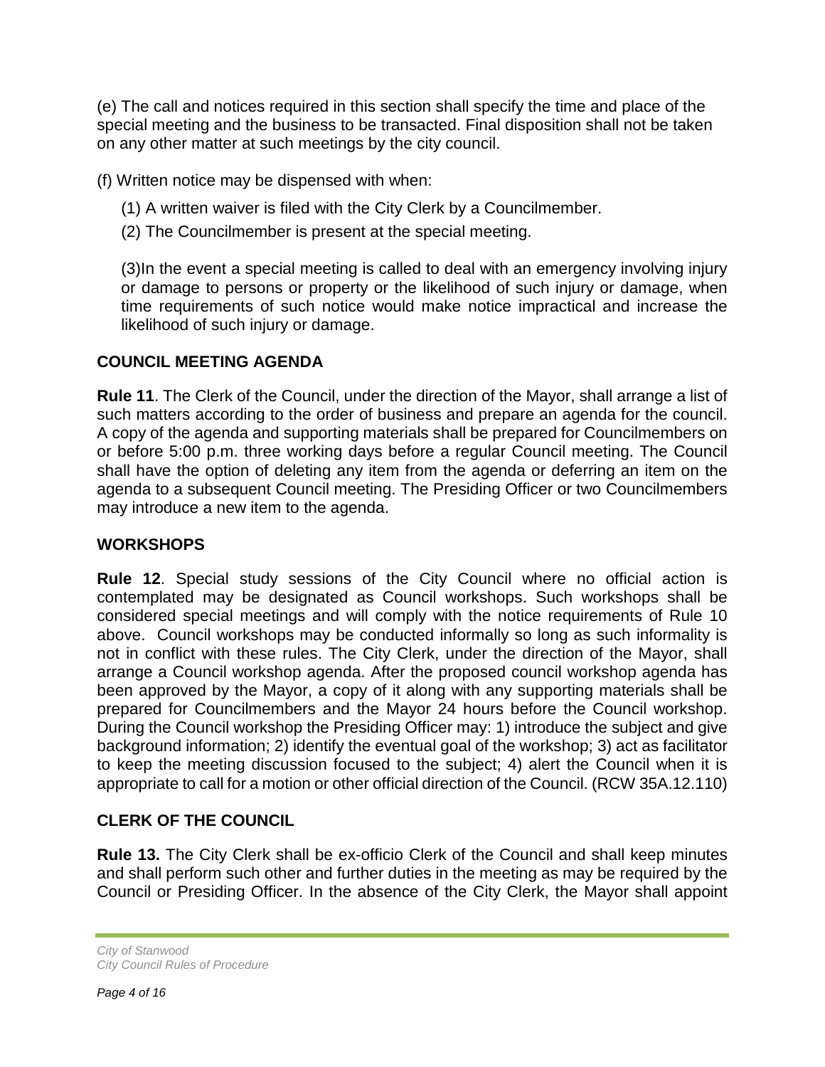(e) The call and notices required in this section shall specify the time and place of the special meeting and the business to be transacted. Final disposition shall not be taken on any other matter at such meetings by the city council.

(f) Written notice may be dispensed with when:

(1) A written waiver is filed with the City Clerk by a Councilmember.

(2) The Councilmember is present at the special meeting.

(3)In the event a special meeting is called to deal with an emergency involving injury or damage to persons or property or the likelihood of such injury or damage, when time requirements of such notice would make notice impractical and increase the likelihood of such injury or damage.

## COUNCIL MEETING AGENDA

**Rule 11**. The Clerk of the Council, under the direction of the Mayor, shall arrange a list of such matters according to the order of business and prepare an agenda for the council. A copy of the agenda and supporting materials shall be prepared for Councilmembers on or before 5:00 p.m. three working days before a regular Council meeting. The Council shall have the option of deleting any item from the agenda or deferring an item on the agenda to a subsequent Council meeting. The Presiding Officer or two Councilmembers may introduce a new item to the agenda.

## WORKSHOPS

**Rule 12**. Special study sessions of the City Council where no official action is contemplated may be designated as Council workshops. Such workshops shall be considered special meetings and will comply with the notice requirements of Rule 10 above. Council workshops may be conducted informally so long as such informality is not in conflict with these rules. The City Clerk, under the direction of the Mayor, shall arrange a Council workshop agenda. After the proposed council workshop agenda has been approved by the Mayor, a copy of it along with any supporting materials shall be prepared for Councilmembers and the Mayor 24 hours before the Council workshop. During the Council workshop the Presiding Officer may: 1) introduce the subject and give background information; 2) identify the eventual goal of the workshop; 3) act as facilitator to keep the meeting discussion focused to the subject; 4) alert the Council when it is appropriate to call for a motion or other official direction of the Council. (RCW 35A.12.110)

## CLERK OF THE COUNCIL

**Rule 13.** The City Clerk shall be ex-officio Clerk of the Council and shall keep minutes and shall perform such other and further duties in the meeting as may be required by the Council or Presiding Officer. In the absence of the City Clerk, the Mayor shall appoint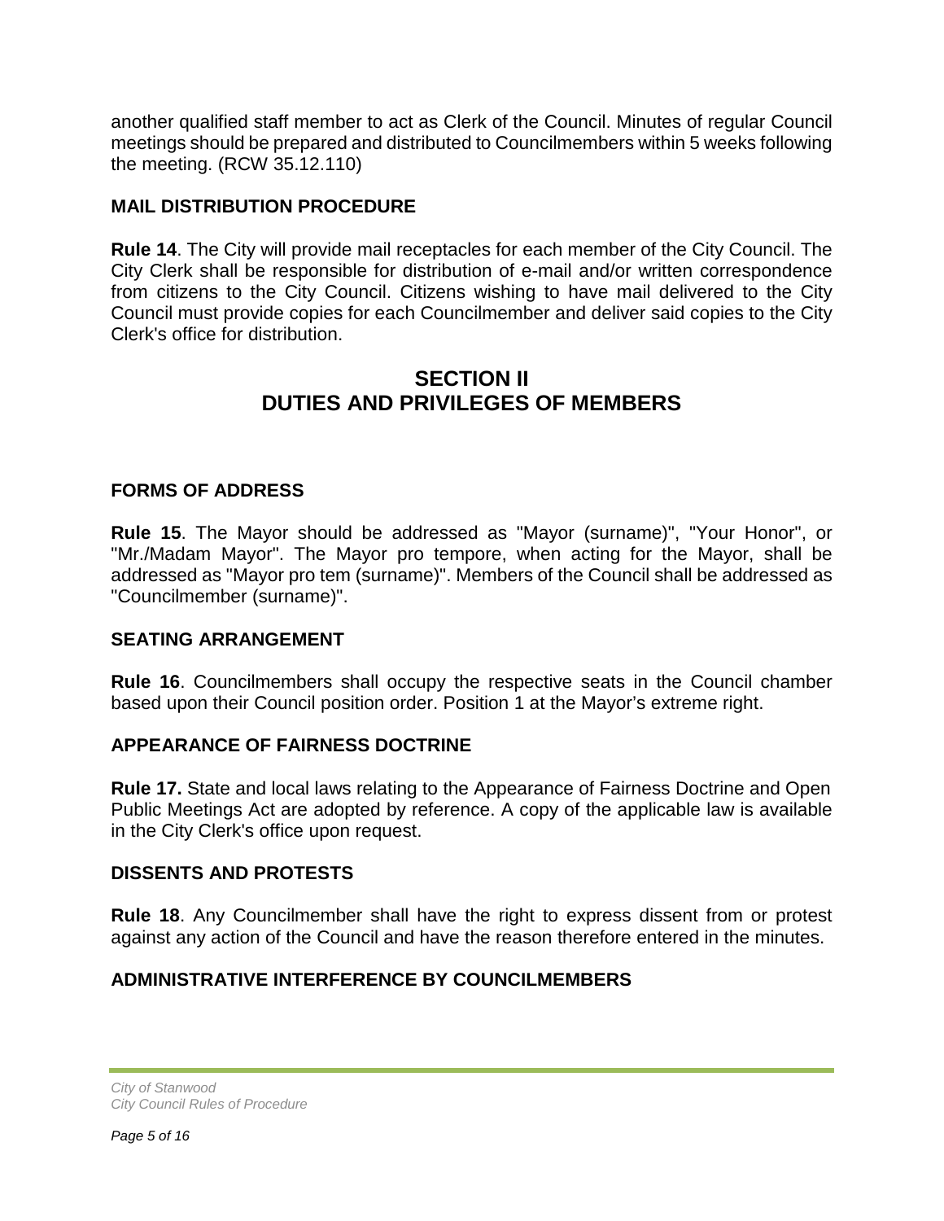another qualified staff member to act as Clerk of the Council. Minutes of regular Council meetings should be prepared and distributed to Councilmembers within 5 weeks following the meeting. (RCW 35.12.110)

### MAIL DISTRIBUTION PROCEDURE

**Rule 14**. The City will provide mail receptacles for each member of the City Council. The City Clerk shall be responsible for distribution of e-mail and/or written correspondence from citizens to the City Council. Citizens wishing to have mail delivered to the City Council must provide copies for each Councilmember and deliver said copies to the City Clerk's office for distribution.

## SECTION II
## DUTIES AND PRIVILEGES OF MEMBERS

### FORMS OF ADDRESS

**Rule 15**. The Mayor should be addressed as "Mayor (surname)", "Your Honor", or "Mr./Madam Mayor". The Mayor pro tempore, when acting for the Mayor, shall be addressed as "Mayor pro tem (surname)". Members of the Council shall be addressed as "Councilmember (surname)".

### SEATING ARRANGEMENT

**Rule 16**. Councilmembers shall occupy the respective seats in the Council chamber based upon their Council position order. Position 1 at the Mayor's extreme right.

### APPEARANCE OF FAIRNESS DOCTRINE

**Rule 17.** State and local laws relating to the Appearance of Fairness Doctrine and Open Public Meetings Act are adopted by reference. A copy of the applicable law is available in the City Clerk's office upon request.

### DISSENTS AND PROTESTS

**Rule 18**. Any Councilmember shall have the right to express dissent from or protest against any action of the Council and have the reason therefore entered in the minutes.

### ADMINISTRATIVE INTERFERENCE BY COUNCILMEMBERS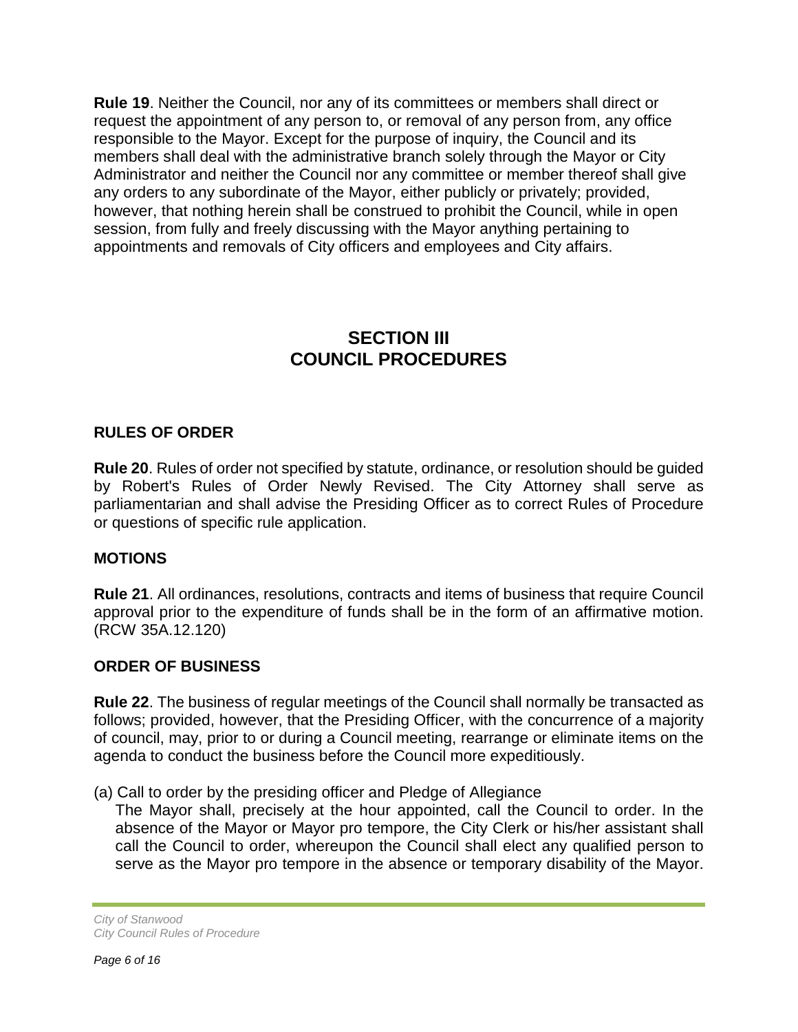**Rule 19**. Neither the Council, nor any of its committees or members shall direct or request the appointment of any person to, or removal of any person from, any office responsible to the Mayor. Except for the purpose of inquiry, the Council and its members shall deal with the administrative branch solely through the Mayor or City Administrator and neither the Council nor any committee or member thereof shall give any orders to any subordinate of the Mayor, either publicly or privately; provided, however, that nothing herein shall be construed to prohibit the Council, while in open session, from fully and freely discussing with the Mayor anything pertaining to appointments and removals of City officers and employees and City affairs.

## SECTION III
## COUNCIL PROCEDURES

### RULES OF ORDER

**Rule 20**. Rules of order not specified by statute, ordinance, or resolution should be guided by Robert's Rules of Order Newly Revised. The City Attorney shall serve as parliamentarian and shall advise the Presiding Officer as to correct Rules of Procedure or questions of specific rule application.

### MOTIONS

**Rule 21**. All ordinances, resolutions, contracts and items of business that require Council approval prior to the expenditure of funds shall be in the form of an affirmative motion. (RCW 35A.12.120)

### ORDER OF BUSINESS

**Rule 22**. The business of regular meetings of the Council shall normally be transacted as follows; provided, however, that the Presiding Officer, with the concurrence of a majority of council, may, prior to or during a Council meeting, rearrange or eliminate items on the agenda to conduct the business before the Council more expeditiously.

(a) Call to order by the presiding officer and Pledge of Allegiance
The Mayor shall, precisely at the hour appointed, call the Council to order. In the absence of the Mayor or Mayor pro tempore, the City Clerk or his/her assistant shall call the Council to order, whereupon the Council shall elect any qualified person to serve as the Mayor pro tempore in the absence or temporary disability of the Mayor.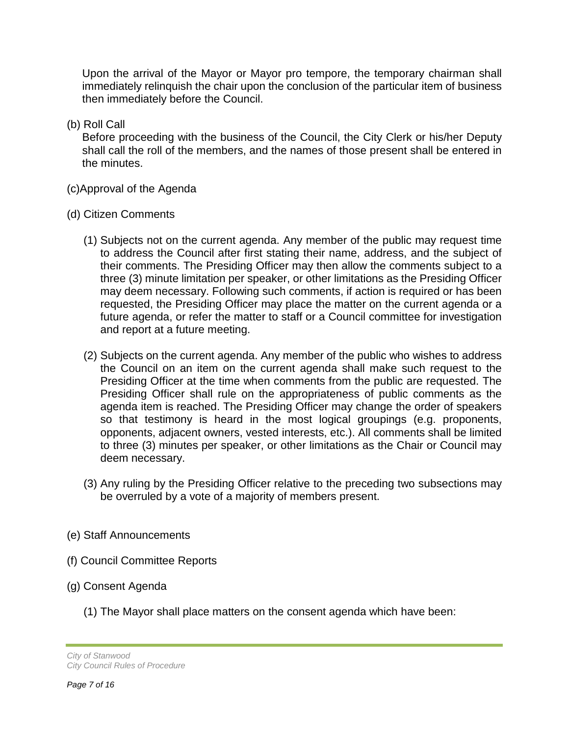Upon the arrival of the Mayor or Mayor pro tempore, the temporary chairman shall immediately relinquish the chair upon the conclusion of the particular item of business then immediately before the Council.

(b) Roll Call

Before proceeding with the business of the Council, the City Clerk or his/her Deputy shall call the roll of the members, and the names of those present shall be entered in the minutes.

(c)Approval of the Agenda

(d) Citizen Comments

(1) Subjects not on the current agenda. Any member of the public may request time to address the Council after first stating their name, address, and the subject of their comments. The Presiding Officer may then allow the comments subject to a three (3) minute limitation per speaker, or other limitations as the Presiding Officer may deem necessary. Following such comments, if action is required or has been requested, the Presiding Officer may place the matter on the current agenda or a future agenda, or refer the matter to staff or a Council committee for investigation and report at a future meeting.

(2) Subjects on the current agenda. Any member of the public who wishes to address the Council on an item on the current agenda shall make such request to the Presiding Officer at the time when comments from the public are requested. The Presiding Officer shall rule on the appropriateness of public comments as the agenda item is reached. The Presiding Officer may change the order of speakers so that testimony is heard in the most logical groupings (e.g. proponents, opponents, adjacent owners, vested interests, etc.). All comments shall be limited to three (3) minutes per speaker, or other limitations as the Chair or Council may deem necessary.

(3) Any ruling by the Presiding Officer relative to the preceding two subsections may be overruled by a vote of a majority of members present.

(e) Staff Announcements

(f) Council Committee Reports

(g) Consent Agenda

(1) The Mayor shall place matters on the consent agenda which have been: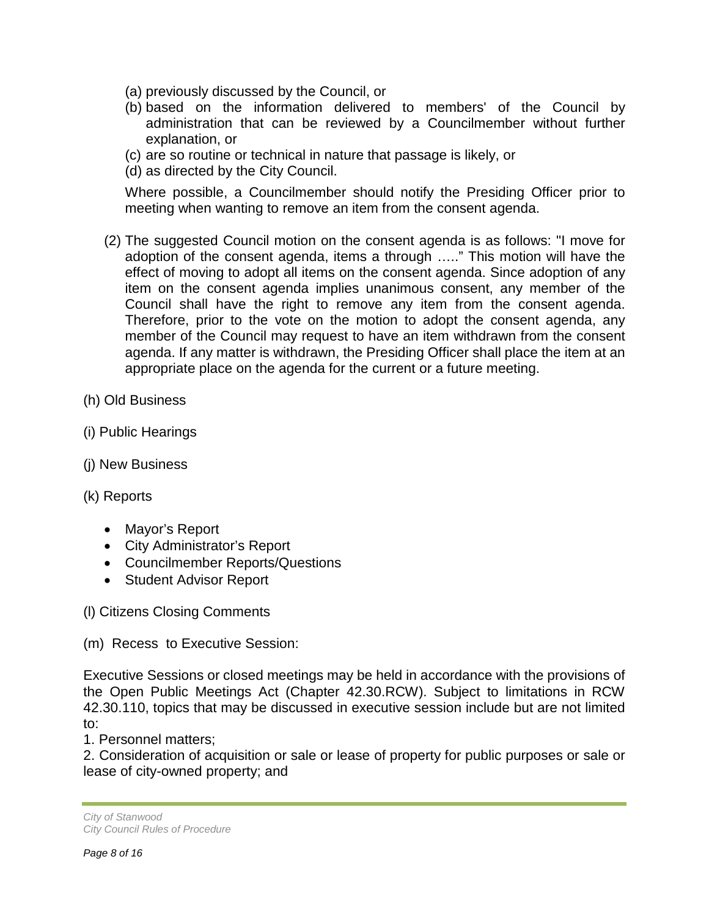(a) previously discussed by the Council, or
(b) based on the information delivered to members' of the Council by administration that can be reviewed by a Councilmember without further explanation, or
(c) are so routine or technical in nature that passage is likely, or
(d) as directed by the City Council.

Where possible, a Councilmember should notify the Presiding Officer prior to meeting when wanting to remove an item from the consent agenda.

(2) The suggested Council motion on the consent agenda is as follows: "I move for adoption of the consent agenda, items a through ….." This motion will have the effect of moving to adopt all items on the consent agenda. Since adoption of any item on the consent agenda implies unanimous consent, any member of the Council shall have the right to remove any item from the consent agenda. Therefore, prior to the vote on the motion to adopt the consent agenda, any member of the Council may request to have an item withdrawn from the consent agenda. If any matter is withdrawn, the Presiding Officer shall place the item at an appropriate place on the agenda for the current or a future meeting.

(h) Old Business

(i) Public Hearings

(j) New Business

(k) Reports

- Mayor's Report
- City Administrator's Report
- Councilmember Reports/Questions
- Student Advisor Report

(l) Citizens Closing Comments

(m) Recess to Executive Session:

Executive Sessions or closed meetings may be held in accordance with the provisions of the Open Public Meetings Act (Chapter 42.30.RCW). Subject to limitations in RCW 42.30.110, topics that may be discussed in executive session include but are not limited to:
1. Personnel matters;
2. Consideration of acquisition or sale or lease of property for public purposes or sale or lease of city-owned property; and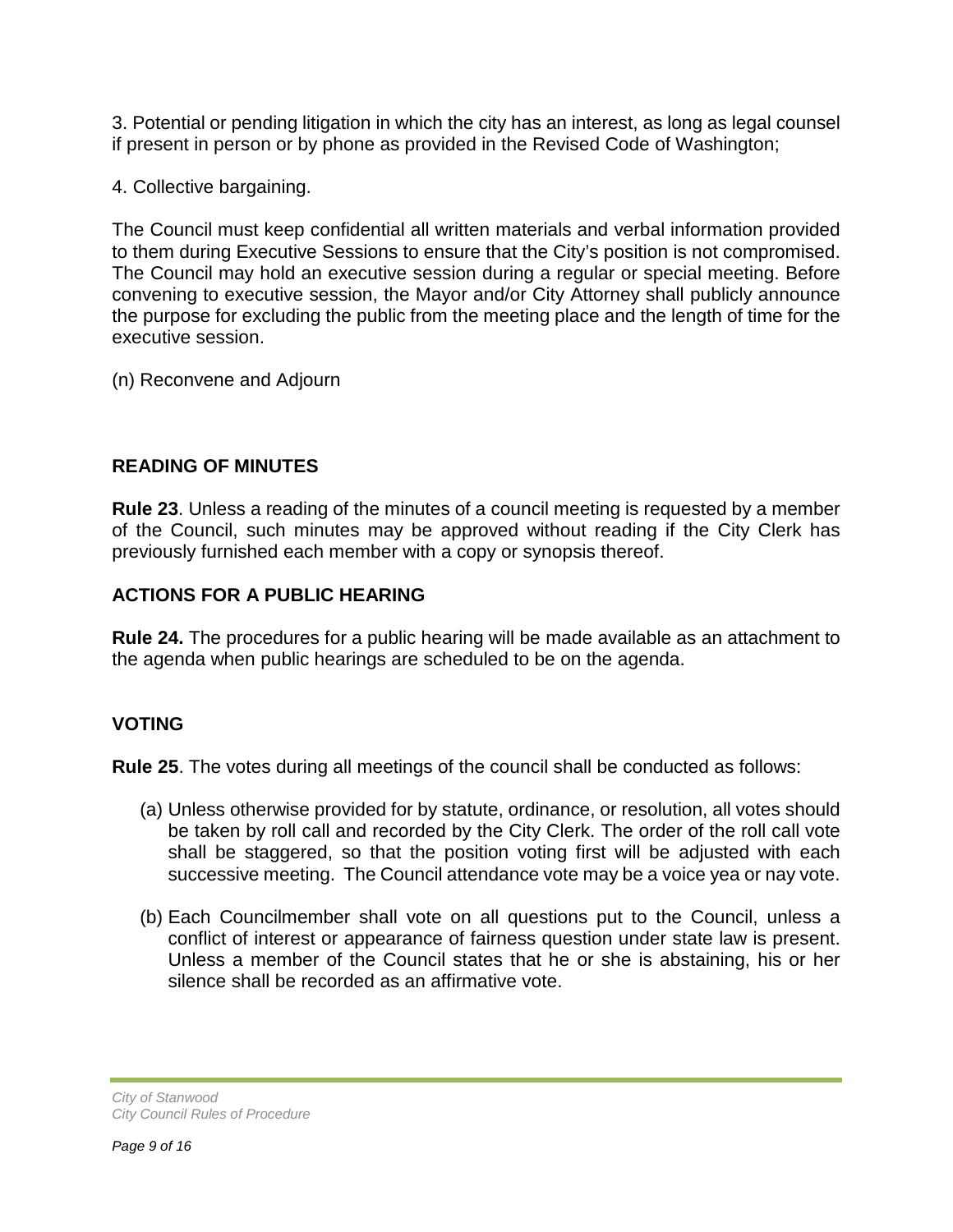3. Potential or pending litigation in which the city has an interest, as long as legal counsel if present in person or by phone as provided in the Revised Code of Washington;

4. Collective bargaining.

The Council must keep confidential all written materials and verbal information provided to them during Executive Sessions to ensure that the City's position is not compromised. The Council may hold an executive session during a regular or special meeting. Before convening to executive session, the Mayor and/or City Attorney shall publicly announce the purpose for excluding the public from the meeting place and the length of time for the executive session.

(n) Reconvene and Adjourn

### READING OF MINUTES

**Rule 23**. Unless a reading of the minutes of a council meeting is requested by a member of the Council, such minutes may be approved without reading if the City Clerk has previously furnished each member with a copy or synopsis thereof.

### ACTIONS FOR A PUBLIC HEARING

**Rule 24.** The procedures for a public hearing will be made available as an attachment to the agenda when public hearings are scheduled to be on the agenda.

### VOTING

**Rule 25**. The votes during all meetings of the council shall be conducted as follows:

(a) Unless otherwise provided for by statute, ordinance, or resolution, all votes should be taken by roll call and recorded by the City Clerk. The order of the roll call vote shall be staggered, so that the position voting first will be adjusted with each successive meeting. The Council attendance vote may be a voice yea or nay vote.

(b) Each Councilmember shall vote on all questions put to the Council, unless a conflict of interest or appearance of fairness question under state law is present. Unless a member of the Council states that he or she is abstaining, his or her silence shall be recorded as an affirmative vote.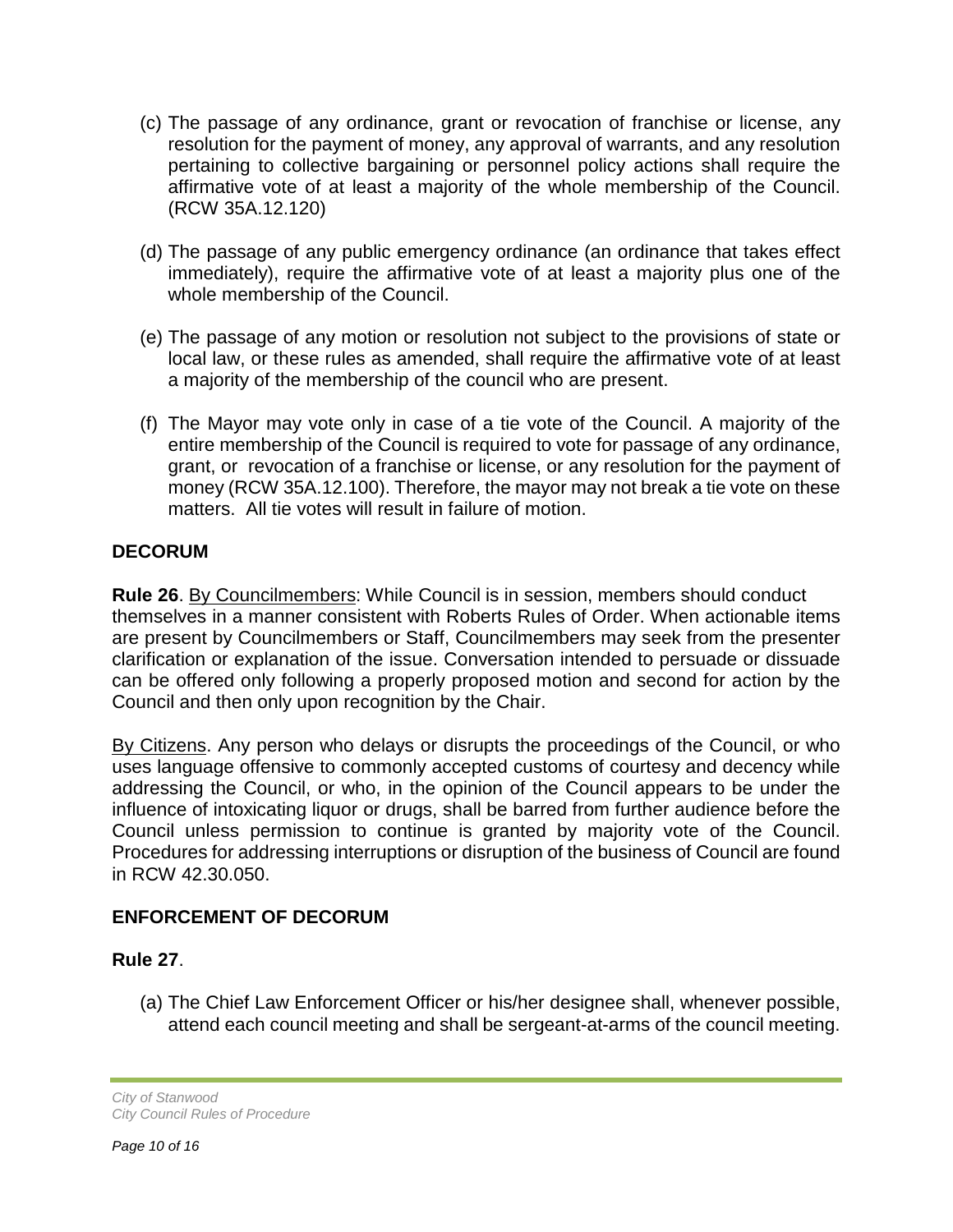(c) The passage of any ordinance, grant or revocation of franchise or license, any resolution for the payment of money, any approval of warrants, and any resolution pertaining to collective bargaining or personnel policy actions shall require the affirmative vote of at least a majority of the whole membership of the Council. (RCW 35A.12.120)

(d) The passage of any public emergency ordinance (an ordinance that takes effect immediately), require the affirmative vote of at least a majority plus one of the whole membership of the Council.

(e) The passage of any motion or resolution not subject to the provisions of state or local law, or these rules as amended, shall require the affirmative vote of at least a majority of the membership of the council who are present.

(f) The Mayor may vote only in case of a tie vote of the Council. A majority of the entire membership of the Council is required to vote for passage of any ordinance, grant, or revocation of a franchise or license, or any resolution for the payment of money (RCW 35A.12.100). Therefore, the mayor may not break a tie vote on these matters. All tie votes will result in failure of motion.

## DECORUM

**Rule 26**. By Councilmembers: While Council is in session, members should conduct themselves in a manner consistent with Roberts Rules of Order. When actionable items are present by Councilmembers or Staff, Councilmembers may seek from the presenter clarification or explanation of the issue. Conversation intended to persuade or dissuade can be offered only following a properly proposed motion and second for action by the Council and then only upon recognition by the Chair.

By Citizens. Any person who delays or disrupts the proceedings of the Council, or who uses language offensive to commonly accepted customs of courtesy and decency while addressing the Council, or who, in the opinion of the Council appears to be under the influence of intoxicating liquor or drugs, shall be barred from further audience before the Council unless permission to continue is granted by majority vote of the Council. Procedures for addressing interruptions or disruption of the business of Council are found in RCW 42.30.050.

## ENFORCEMENT OF DECORUM

**Rule 27**.

(a) The Chief Law Enforcement Officer or his/her designee shall, whenever possible, attend each council meeting and shall be sergeant-at-arms of the council meeting.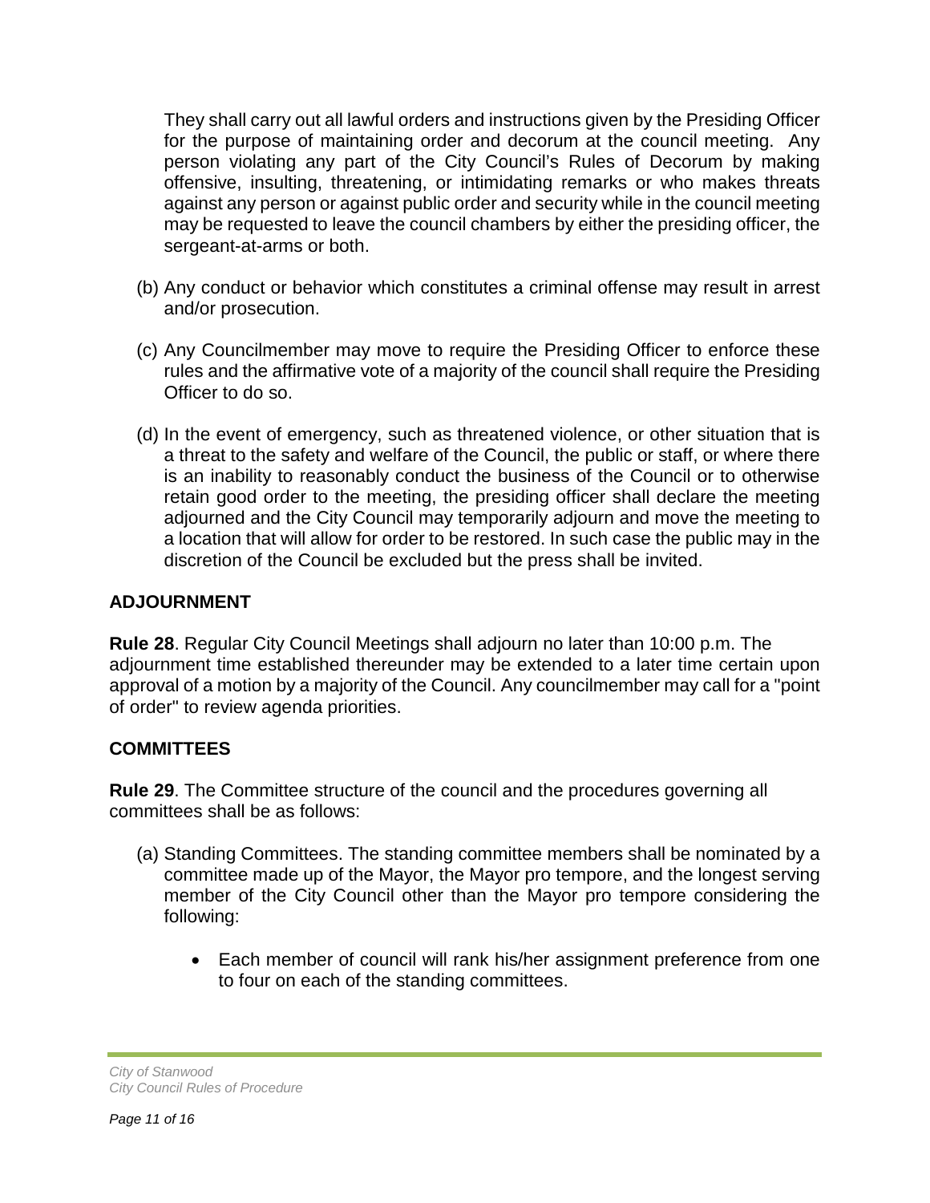They shall carry out all lawful orders and instructions given by the Presiding Officer for the purpose of maintaining order and decorum at the council meeting. Any person violating any part of the City Council's Rules of Decorum by making offensive, insulting, threatening, or intimidating remarks or who makes threats against any person or against public order and security while in the council meeting may be requested to leave the council chambers by either the presiding officer, the sergeant-at-arms or both.

(b) Any conduct or behavior which constitutes a criminal offense may result in arrest and/or prosecution.

(c) Any Councilmember may move to require the Presiding Officer to enforce these rules and the affirmative vote of a majority of the council shall require the Presiding Officer to do so.

(d) In the event of emergency, such as threatened violence, or other situation that is a threat to the safety and welfare of the Council, the public or staff, or where there is an inability to reasonably conduct the business of the Council or to otherwise retain good order to the meeting, the presiding officer shall declare the meeting adjourned and the City Council may temporarily adjourn and move the meeting to a location that will allow for order to be restored. In such case the public may in the discretion of the Council be excluded but the press shall be invited.

## ADJOURNMENT

**Rule 28**. Regular City Council Meetings shall adjourn no later than 10:00 p.m. The adjournment time established thereunder may be extended to a later time certain upon approval of a motion by a majority of the Council. Any councilmember may call for a "point of order" to review agenda priorities.

## COMMITTEES

**Rule 29**. The Committee structure of the council and the procedures governing all committees shall be as follows:

(a) Standing Committees. The standing committee members shall be nominated by a committee made up of the Mayor, the Mayor pro tempore, and the longest serving member of the City Council other than the Mayor pro tempore considering the following:

- Each member of council will rank his/her assignment preference from one to four on each of the standing committees.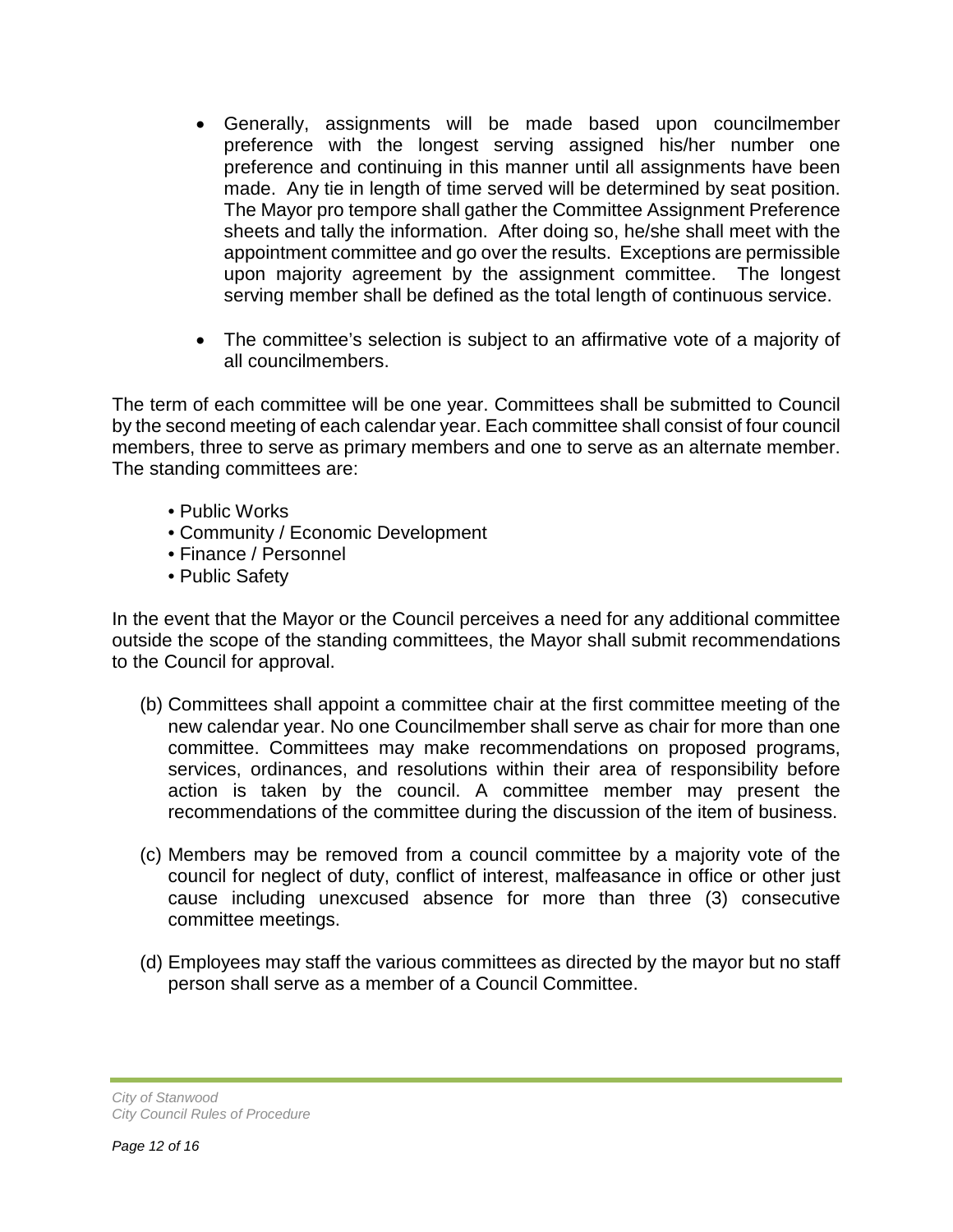- Generally, assignments will be made based upon councilmember preference with the longest serving assigned his/her number one preference and continuing in this manner until all assignments have been made. Any tie in length of time served will be determined by seat position. The Mayor pro tempore shall gather the Committee Assignment Preference sheets and tally the information. After doing so, he/she shall meet with the appointment committee and go over the results. Exceptions are permissible upon majority agreement by the assignment committee. The longest serving member shall be defined as the total length of continuous service.

- The committee's selection is subject to an affirmative vote of a majority of all councilmembers.

The term of each committee will be one year. Committees shall be submitted to Council by the second meeting of each calendar year. Each committee shall consist of four council members, three to serve as primary members and one to serve as an alternate member. The standing committees are:

- Public Works
- Community / Economic Development
- Finance / Personnel
- Public Safety

In the event that the Mayor or the Council perceives a need for any additional committee outside the scope of the standing committees, the Mayor shall submit recommendations to the Council for approval.

(b) Committees shall appoint a committee chair at the first committee meeting of the new calendar year. No one Councilmember shall serve as chair for more than one committee. Committees may make recommendations on proposed programs, services, ordinances, and resolutions within their area of responsibility before action is taken by the council. A committee member may present the recommendations of the committee during the discussion of the item of business.

(c) Members may be removed from a council committee by a majority vote of the council for neglect of duty, conflict of interest, malfeasance in office or other just cause including unexcused absence for more than three (3) consecutive committee meetings.

(d) Employees may staff the various committees as directed by the mayor but no staff person shall serve as a member of a Council Committee.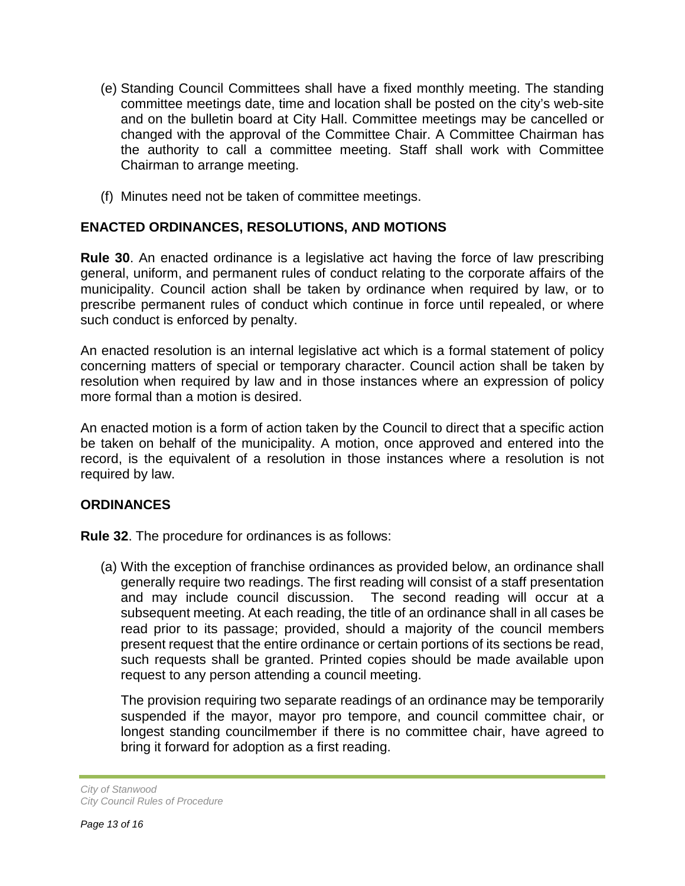(e) Standing Council Committees shall have a fixed monthly meeting. The standing committee meetings date, time and location shall be posted on the city's web-site and on the bulletin board at City Hall. Committee meetings may be cancelled or changed with the approval of the Committee Chair. A Committee Chairman has the authority to call a committee meeting. Staff shall work with Committee Chairman to arrange meeting.

(f) Minutes need not be taken of committee meetings.

## ENACTED ORDINANCES, RESOLUTIONS, AND MOTIONS

**Rule 30**. An enacted ordinance is a legislative act having the force of law prescribing general, uniform, and permanent rules of conduct relating to the corporate affairs of the municipality. Council action shall be taken by ordinance when required by law, or to prescribe permanent rules of conduct which continue in force until repealed, or where such conduct is enforced by penalty.

An enacted resolution is an internal legislative act which is a formal statement of policy concerning matters of special or temporary character. Council action shall be taken by resolution when required by law and in those instances where an expression of policy more formal than a motion is desired.

An enacted motion is a form of action taken by the Council to direct that a specific action be taken on behalf of the municipality. A motion, once approved and entered into the record, is the equivalent of a resolution in those instances where a resolution is not required by law.

## ORDINANCES

**Rule 32**. The procedure for ordinances is as follows:

(a) With the exception of franchise ordinances as provided below, an ordinance shall generally require two readings. The first reading will consist of a staff presentation and may include council discussion. The second reading will occur at a subsequent meeting. At each reading, the title of an ordinance shall in all cases be read prior to its passage; provided, should a majority of the council members present request that the entire ordinance or certain portions of its sections be read, such requests shall be granted. Printed copies should be made available upon request to any person attending a council meeting.

The provision requiring two separate readings of an ordinance may be temporarily suspended if the mayor, mayor pro tempore, and council committee chair, or longest standing councilmember if there is no committee chair, have agreed to bring it forward for adoption as a first reading.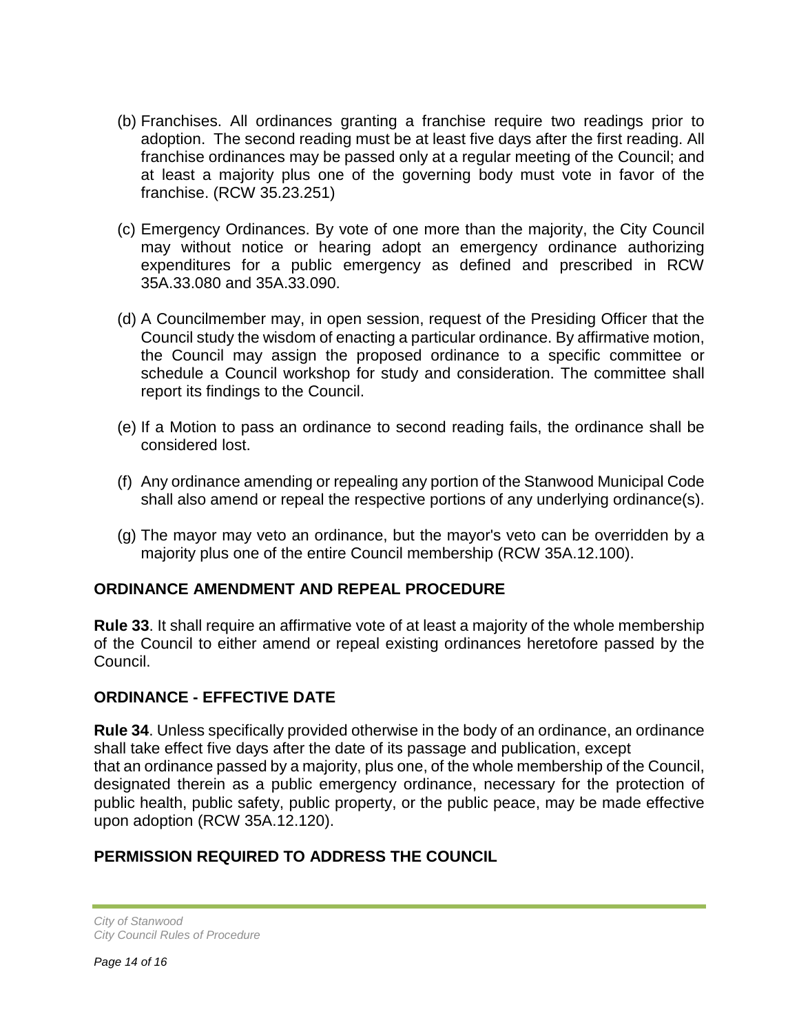(b) Franchises. All ordinances granting a franchise require two readings prior to adoption. The second reading must be at least five days after the first reading. All franchise ordinances may be passed only at a regular meeting of the Council; and at least a majority plus one of the governing body must vote in favor of the franchise. (RCW 35.23.251)

(c) Emergency Ordinances. By vote of one more than the majority, the City Council may without notice or hearing adopt an emergency ordinance authorizing expenditures for a public emergency as defined and prescribed in RCW 35A.33.080 and 35A.33.090.

(d) A Councilmember may, in open session, request of the Presiding Officer that the Council study the wisdom of enacting a particular ordinance. By affirmative motion, the Council may assign the proposed ordinance to a specific committee or schedule a Council workshop for study and consideration. The committee shall report its findings to the Council.

(e) If a Motion to pass an ordinance to second reading fails, the ordinance shall be considered lost.

(f) Any ordinance amending or repealing any portion of the Stanwood Municipal Code shall also amend or repeal the respective portions of any underlying ordinance(s).

(g) The mayor may veto an ordinance, but the mayor's veto can be overridden by a majority plus one of the entire Council membership (RCW 35A.12.100).

## ORDINANCE AMENDMENT AND REPEAL PROCEDURE

**Rule 33**. It shall require an affirmative vote of at least a majority of the whole membership of the Council to either amend or repeal existing ordinances heretofore passed by the Council.

## ORDINANCE - EFFECTIVE DATE

**Rule 34**. Unless specifically provided otherwise in the body of an ordinance, an ordinance shall take effect five days after the date of its passage and publication, except that an ordinance passed by a majority, plus one, of the whole membership of the Council, designated therein as a public emergency ordinance, necessary for the protection of public health, public safety, public property, or the public peace, may be made effective upon adoption (RCW 35A.12.120).

## PERMISSION REQUIRED TO ADDRESS THE COUNCIL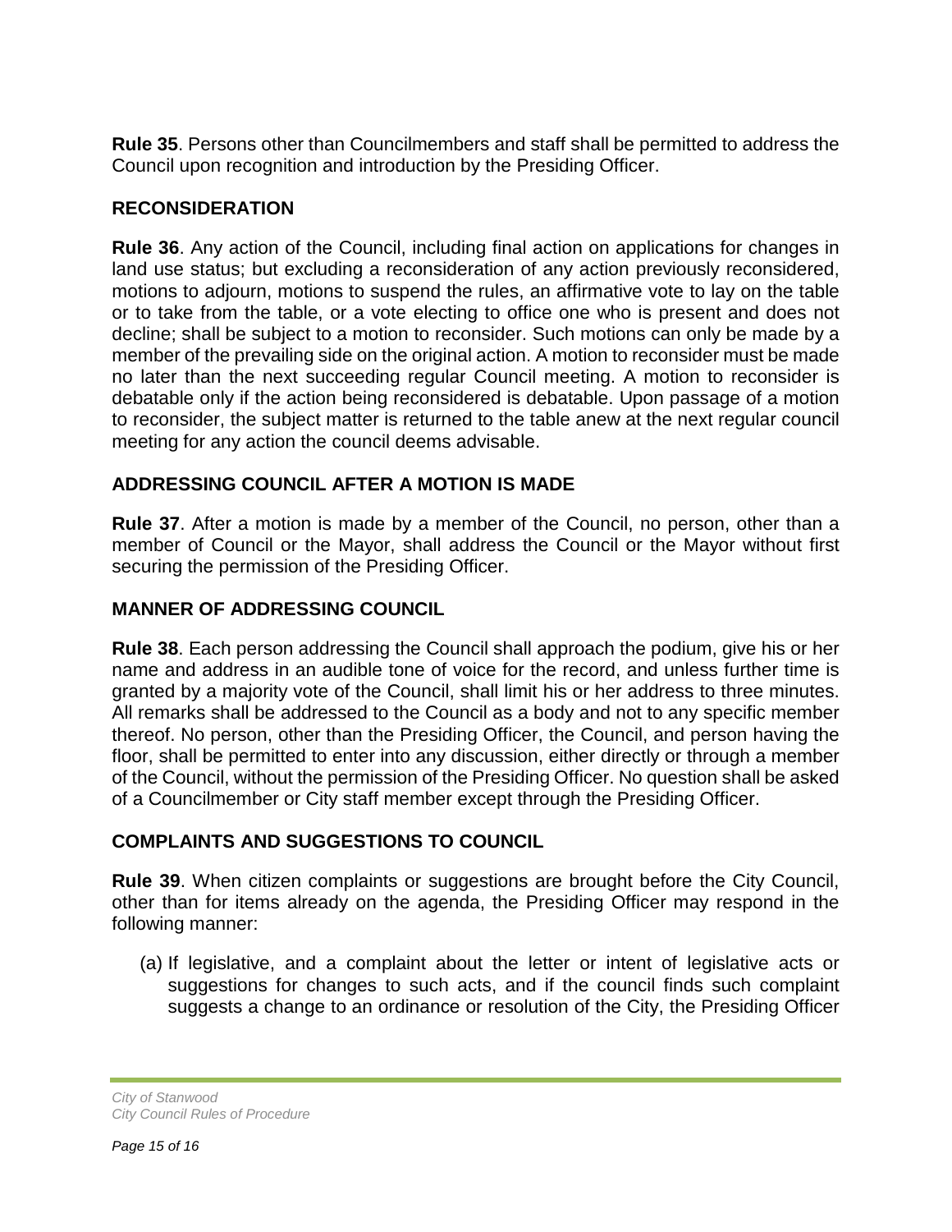**Rule 35**. Persons other than Councilmembers and staff shall be permitted to address the Council upon recognition and introduction by the Presiding Officer.

## RECONSIDERATION

**Rule 36**. Any action of the Council, including final action on applications for changes in land use status; but excluding a reconsideration of any action previously reconsidered, motions to adjourn, motions to suspend the rules, an affirmative vote to lay on the table or to take from the table, or a vote electing to office one who is present and does not decline; shall be subject to a motion to reconsider. Such motions can only be made by a member of the prevailing side on the original action. A motion to reconsider must be made no later than the next succeeding regular Council meeting. A motion to reconsider is debatable only if the action being reconsidered is debatable. Upon passage of a motion to reconsider, the subject matter is returned to the table anew at the next regular council meeting for any action the council deems advisable.

## ADDRESSING COUNCIL AFTER A MOTION IS MADE

**Rule 37**. After a motion is made by a member of the Council, no person, other than a member of Council or the Mayor, shall address the Council or the Mayor without first securing the permission of the Presiding Officer.

## MANNER OF ADDRESSING COUNCIL

**Rule 38**. Each person addressing the Council shall approach the podium, give his or her name and address in an audible tone of voice for the record, and unless further time is granted by a majority vote of the Council, shall limit his or her address to three minutes. All remarks shall be addressed to the Council as a body and not to any specific member thereof. No person, other than the Presiding Officer, the Council, and person having the floor, shall be permitted to enter into any discussion, either directly or through a member of the Council, without the permission of the Presiding Officer. No question shall be asked of a Councilmember or City staff member except through the Presiding Officer.

## COMPLAINTS AND SUGGESTIONS TO COUNCIL

**Rule 39**. When citizen complaints or suggestions are brought before the City Council, other than for items already on the agenda, the Presiding Officer may respond in the following manner:

(a) If legislative, and a complaint about the letter or intent of legislative acts or suggestions for changes to such acts, and if the council finds such complaint suggests a change to an ordinance or resolution of the City, the Presiding Officer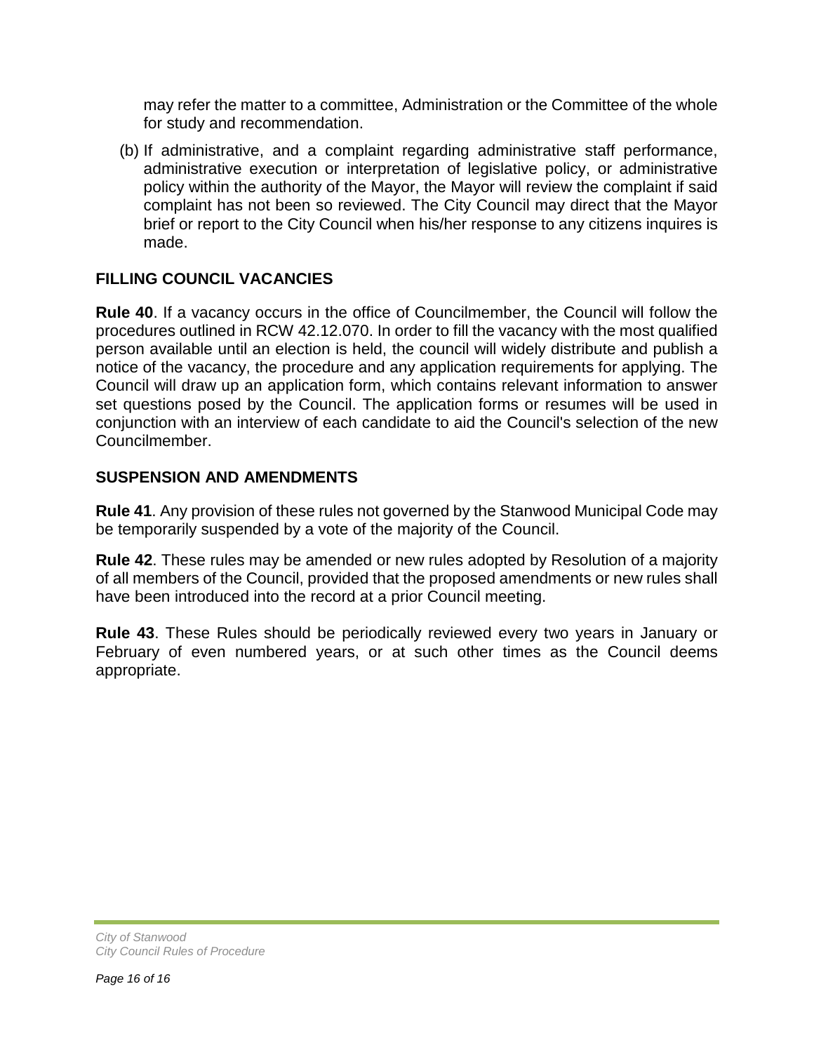may refer the matter to a committee, Administration or the Committee of the whole for study and recommendation.

(b) If administrative, and a complaint regarding administrative staff performance, administrative execution or interpretation of legislative policy, or administrative policy within the authority of the Mayor, the Mayor will review the complaint if said complaint has not been so reviewed. The City Council may direct that the Mayor brief or report to the City Council when his/her response to any citizens inquires is made.

## FILLING COUNCIL VACANCIES

**Rule 40**. If a vacancy occurs in the office of Councilmember, the Council will follow the procedures outlined in RCW 42.12.070. In order to fill the vacancy with the most qualified person available until an election is held, the council will widely distribute and publish a notice of the vacancy, the procedure and any application requirements for applying. The Council will draw up an application form, which contains relevant information to answer set questions posed by the Council. The application forms or resumes will be used in conjunction with an interview of each candidate to aid the Council's selection of the new Councilmember.

## SUSPENSION AND AMENDMENTS

**Rule 41**. Any provision of these rules not governed by the Stanwood Municipal Code may be temporarily suspended by a vote of the majority of the Council.

**Rule 42**. These rules may be amended or new rules adopted by Resolution of a majority of all members of the Council, provided that the proposed amendments or new rules shall have been introduced into the record at a prior Council meeting.

**Rule 43**. These Rules should be periodically reviewed every two years in January or February of even numbered years, or at such other times as the Council deems appropriate.